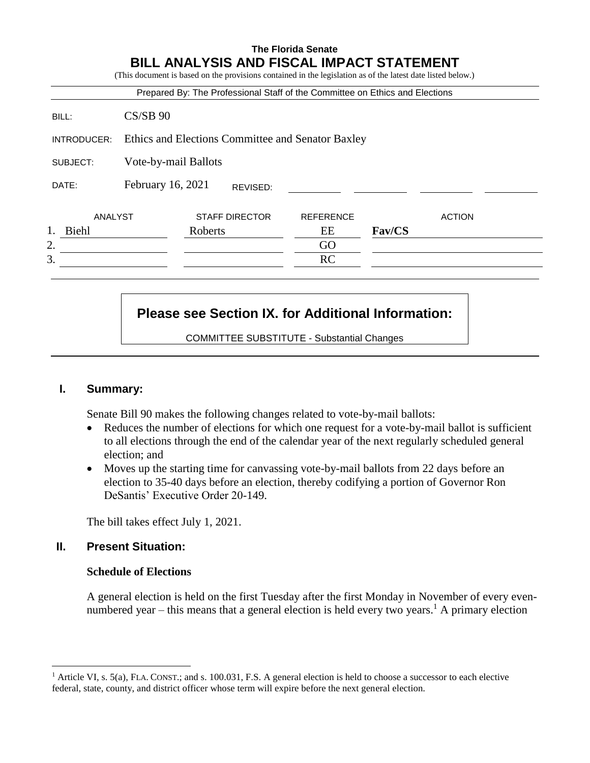# The Florida Senate
# BILL ANALYSIS AND FISCAL IMPACT STATEMENT

(This document is based on the provisions contained in the legislation as of the latest date listed below.)

Prepared By: The Professional Staff of the Committee on Ethics and Elections

| | |
|---|---|
| BILL: | CS/SB 90 |
| INTRODUCER: | Ethics and Elections Committee and Senator Baxley |
| SUBJECT: | Vote-by-mail Ballots |
| DATE: | February 16, 2021 REVISED: |

| | ANALYST | STAFF DIRECTOR | REFERENCE | ACTION |
|---|---|---|---|---|
| 1. | Biehl | Roberts | EE | **Fav/CS** |
| 2. | | | GO | |
| 3. | | | RC | |

**Please see Section IX. for Additional Information:**

COMMITTEE SUBSTITUTE - Substantial Changes

## I. Summary:

Senate Bill 90 makes the following changes related to vote-by-mail ballots:

- Reduces the number of elections for which one request for a vote-by-mail ballot is sufficient to all elections through the end of the calendar year of the next regularly scheduled general election; and
- Moves up the starting time for canvassing vote-by-mail ballots from 22 days before an election to 35-40 days before an election, thereby codifying a portion of Governor Ron DeSantis' Executive Order 20-149.

The bill takes effect July 1, 2021.

## II. Present Situation:

### Schedule of Elections

A general election is held on the first Tuesday after the first Monday in November of every even-numbered year – this means that a general election is held every two years.[1] A primary election

[1] Article VI, s. 5(a), FLA. CONST.; and s. 100.031, F.S. A general election is held to choose a successor to each elective federal, state, county, and district officer whose term will expire before the next general election.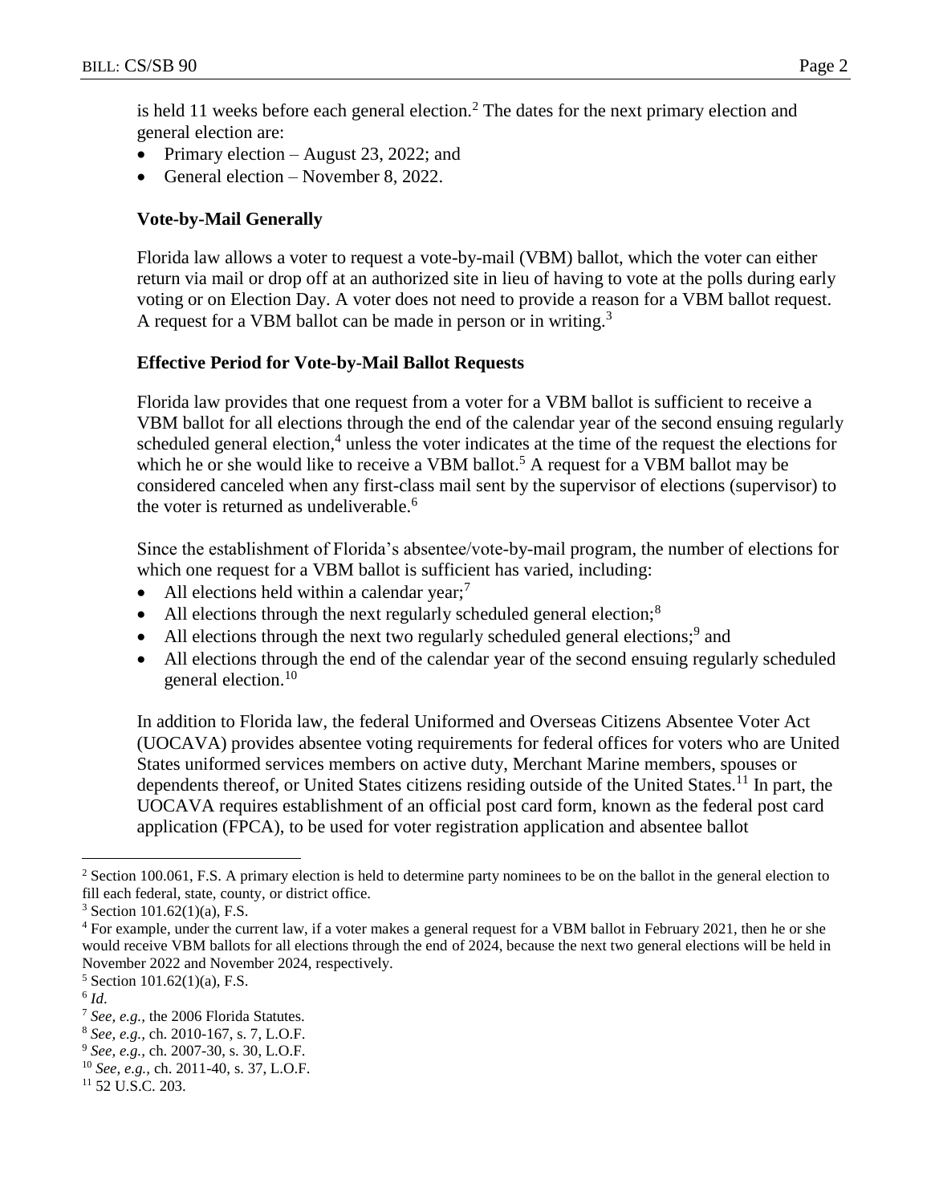is held 11 weeks before each general election.[2] The dates for the next primary election and general election are:

- Primary election – August 23, 2022; and
- General election – November 8, 2022.

### Vote-by-Mail Generally

Florida law allows a voter to request a vote-by-mail (VBM) ballot, which the voter can either return via mail or drop off at an authorized site in lieu of having to vote at the polls during early voting or on Election Day. A voter does not need to provide a reason for a VBM ballot request. A request for a VBM ballot can be made in person or in writing.[3]

### Effective Period for Vote-by-Mail Ballot Requests

Florida law provides that one request from a voter for a VBM ballot is sufficient to receive a VBM ballot for all elections through the end of the calendar year of the second ensuing regularly scheduled general election,[4] unless the voter indicates at the time of the request the elections for which he or she would like to receive a VBM ballot.[5] A request for a VBM ballot may be considered canceled when any first-class mail sent by the supervisor of elections (supervisor) to the voter is returned as undeliverable.[6]

Since the establishment of Florida's absentee/vote-by-mail program, the number of elections for which one request for a VBM ballot is sufficient has varied, including:

- All elections held within a calendar year;[7]
- All elections through the next regularly scheduled general election;[8]
- All elections through the next two regularly scheduled general elections;[9] and
- All elections through the end of the calendar year of the second ensuing regularly scheduled general election.[10]

In addition to Florida law, the federal Uniformed and Overseas Citizens Absentee Voter Act (UOCAVA) provides absentee voting requirements for federal offices for voters who are United States uniformed services members on active duty, Merchant Marine members, spouses or dependents thereof, or United States citizens residing outside of the United States.[11] In part, the UOCAVA requires establishment of an official post card form, known as the federal post card application (FPCA), to be used for voter registration application and absentee ballot

---

[2] Section 100.061, F.S. A primary election is held to determine party nominees to be on the ballot in the general election to fill each federal, state, county, or district office.

[3] Section 101.62(1)(a), F.S.

[4] For example, under the current law, if a voter makes a general request for a VBM ballot in February 2021, then he or she would receive VBM ballots for all elections through the end of 2024, because the next two general elections will be held in November 2022 and November 2024, respectively.

[5] Section 101.62(1)(a), F.S.

[6] *Id.*

[7] *See, e.g.,* the 2006 Florida Statutes.

[8] *See, e.g.,* ch. 2010-167, s. 7, L.O.F.

[9] *See, e.g.,* ch. 2007-30, s. 30, L.O.F.

[10] *See, e.g.,* ch. 2011-40, s. 37, L.O.F.

[11] 52 U.S.C. 203.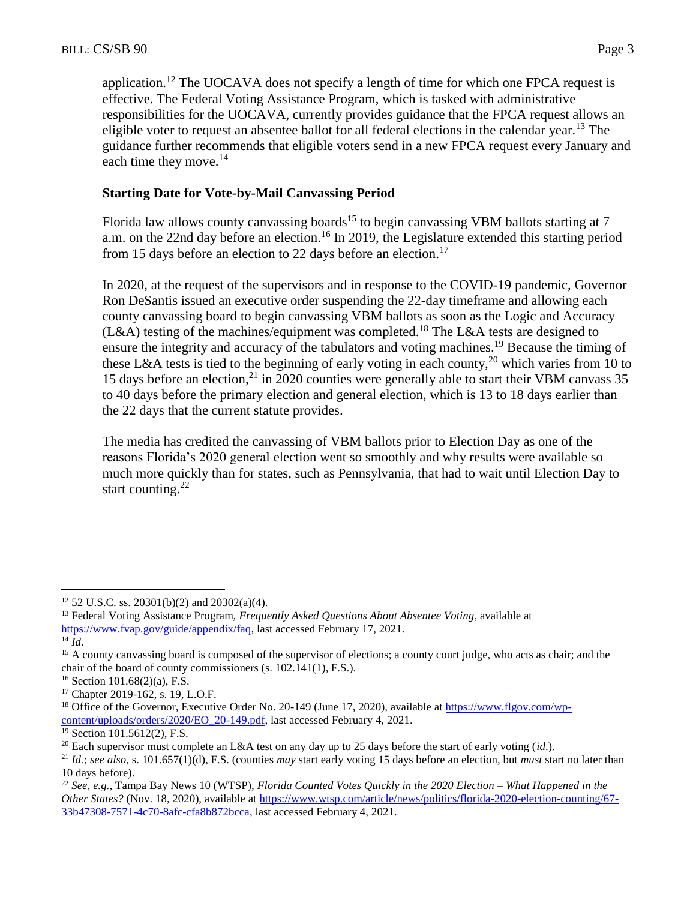application.[12] The UOCAVA does not specify a length of time for which one FPCA request is effective. The Federal Voting Assistance Program, which is tasked with administrative responsibilities for the UOCAVA, currently provides guidance that the FPCA request allows an eligible voter to request an absentee ballot for all federal elections in the calendar year.[13] The guidance further recommends that eligible voters send in a new FPCA request every January and each time they move.[14]

**Starting Date for Vote-by-Mail Canvassing Period**

Florida law allows county canvassing boards[15] to begin canvassing VBM ballots starting at 7 a.m. on the 22nd day before an election.[16] In 2019, the Legislature extended this starting period from 15 days before an election to 22 days before an election.[17]

In 2020, at the request of the supervisors and in response to the COVID-19 pandemic, Governor Ron DeSantis issued an executive order suspending the 22-day timeframe and allowing each county canvassing board to begin canvassing VBM ballots as soon as the Logic and Accuracy (L&A) testing of the machines/equipment was completed.[18] The L&A tests are designed to ensure the integrity and accuracy of the tabulators and voting machines.[19] Because the timing of these L&A tests is tied to the beginning of early voting in each county,[20] which varies from 10 to 15 days before an election,[21] in 2020 counties were generally able to start their VBM canvass 35 to 40 days before the primary election and general election, which is 13 to 18 days earlier than the 22 days that the current statute provides.

The media has credited the canvassing of VBM ballots prior to Election Day as one of the reasons Florida's 2020 general election went so smoothly and why results were available so much more quickly than for states, such as Pennsylvania, that had to wait until Election Day to start counting.[22]

---

[12] 52 U.S.C. ss. 20301(b)(2) and 20302(a)(4).

[13] Federal Voting Assistance Program, *Frequently Asked Questions About Absentee Voting*, available at https://www.fvap.gov/guide/appendix/faq, last accessed February 17, 2021.

[14] *Id*.

[15] A county canvassing board is composed of the supervisor of elections; a county court judge, who acts as chair; and the chair of the board of county commissioners (s. 102.141(1), F.S.).

[16] Section 101.68(2)(a), F.S.

[17] Chapter 2019-162, s. 19, L.O.F.

[18] Office of the Governor, Executive Order No. 20-149 (June 17, 2020), available at https://www.flgov.com/wp-content/uploads/orders/2020/EO_20-149.pdf, last accessed February 4, 2021.

[19] Section 101.5612(2), F.S.

[20] Each supervisor must complete an L&A test on any day up to 25 days before the start of early voting (*id*.).

[21] *Id.*; *see also*, s. 101.657(1)(d), F.S. (counties *may* start early voting 15 days before an election, but *must* start no later than 10 days before).

[22] *See, e.g.*, Tampa Bay News 10 (WTSP), *Florida Counted Votes Quickly in the 2020 Election – What Happened in the Other States?* (Nov. 18, 2020), available at https://www.wtsp.com/article/news/politics/florida-2020-election-counting/67-33b47308-7571-4c70-8afc-cfa8b872bcca, last accessed February 4, 2021.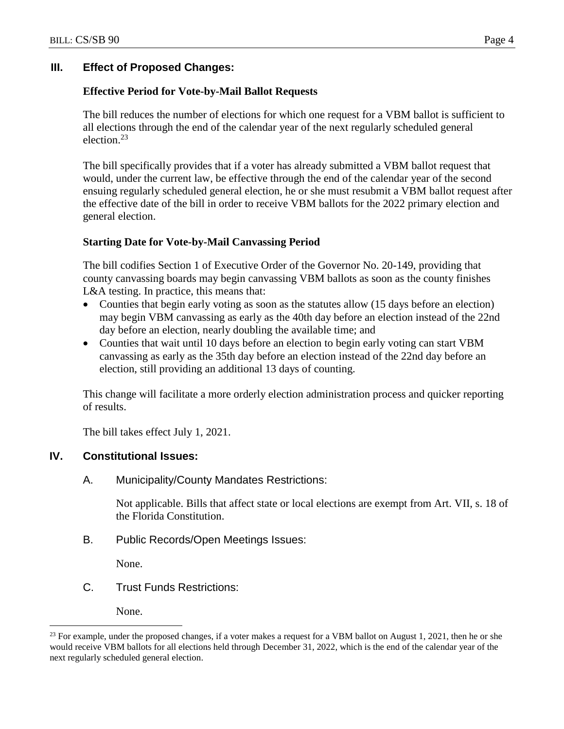## III. Effect of Proposed Changes:

### Effective Period for Vote-by-Mail Ballot Requests

The bill reduces the number of elections for which one request for a VBM ballot is sufficient to all elections through the end of the calendar year of the next regularly scheduled general election.[23]

The bill specifically provides that if a voter has already submitted a VBM ballot request that would, under the current law, be effective through the end of the calendar year of the second ensuing regularly scheduled general election, he or she must resubmit a VBM ballot request after the effective date of the bill in order to receive VBM ballots for the 2022 primary election and general election.

### Starting Date for Vote-by-Mail Canvassing Period

The bill codifies Section 1 of Executive Order of the Governor No. 20-149, providing that county canvassing boards may begin canvassing VBM ballots as soon as the county finishes L&A testing. In practice, this means that:

- Counties that begin early voting as soon as the statutes allow (15 days before an election) may begin VBM canvassing as early as the 40th day before an election instead of the 22nd day before an election, nearly doubling the available time; and
- Counties that wait until 10 days before an election to begin early voting can start VBM canvassing as early as the 35th day before an election instead of the 22nd day before an election, still providing an additional 13 days of counting.

This change will facilitate a more orderly election administration process and quicker reporting of results.

The bill takes effect July 1, 2021.

## IV. Constitutional Issues:

A. Municipality/County Mandates Restrictions:

Not applicable. Bills that affect state or local elections are exempt from Art. VII, s. 18 of the Florida Constitution.

B. Public Records/Open Meetings Issues:

None.

C. Trust Funds Restrictions:

None.

---

[23] For example, under the proposed changes, if a voter makes a request for a VBM ballot on August 1, 2021, then he or she would receive VBM ballots for all elections held through December 31, 2022, which is the end of the calendar year of the next regularly scheduled general election.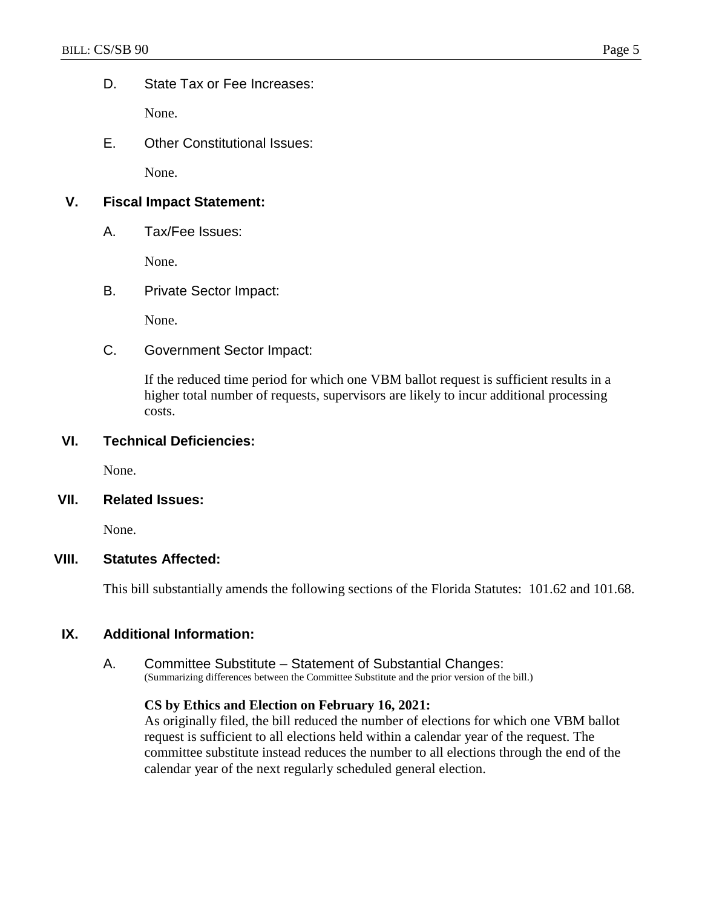D. State Tax or Fee Increases:

None.

E. Other Constitutional Issues:

None.

## V. Fiscal Impact Statement:

A. Tax/Fee Issues:

None.

B. Private Sector Impact:

None.

C. Government Sector Impact:

If the reduced time period for which one VBM ballot request is sufficient results in a higher total number of requests, supervisors are likely to incur additional processing costs.

## VI. Technical Deficiencies:

None.

## VII. Related Issues:

None.

## VIII. Statutes Affected:

This bill substantially amends the following sections of the Florida Statutes: 101.62 and 101.68.

## IX. Additional Information:

A. Committee Substitute – Statement of Substantial Changes:
(Summarizing differences between the Committee Substitute and the prior version of the bill.)

**CS by Ethics and Election on February 16, 2021:**
As originally filed, the bill reduced the number of elections for which one VBM ballot request is sufficient to all elections held within a calendar year of the request. The committee substitute instead reduces the number to all elections through the end of the calendar year of the next regularly scheduled general election.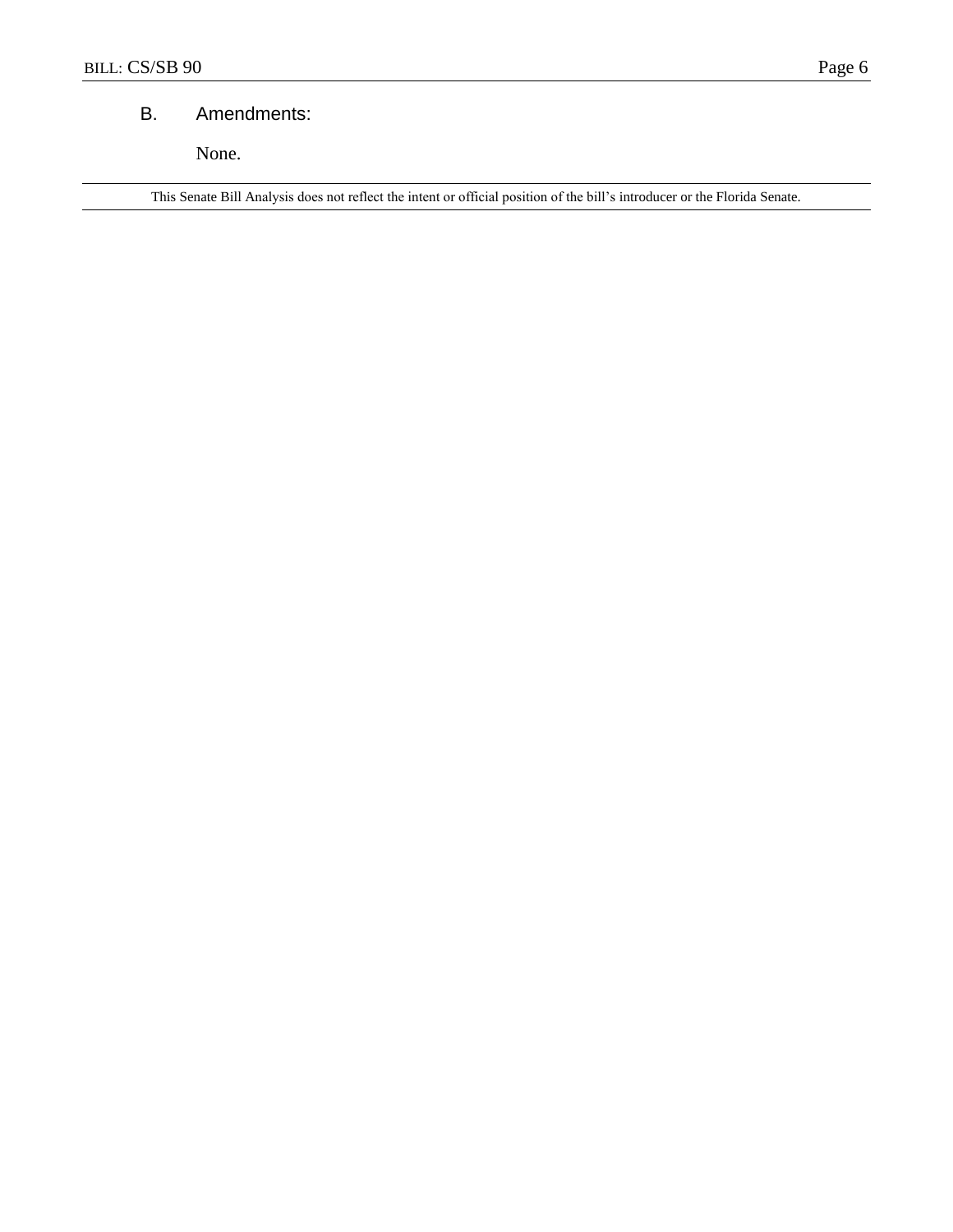B. Amendments:

None.

This Senate Bill Analysis does not reflect the intent or official position of the bill's introducer or the Florida Senate.